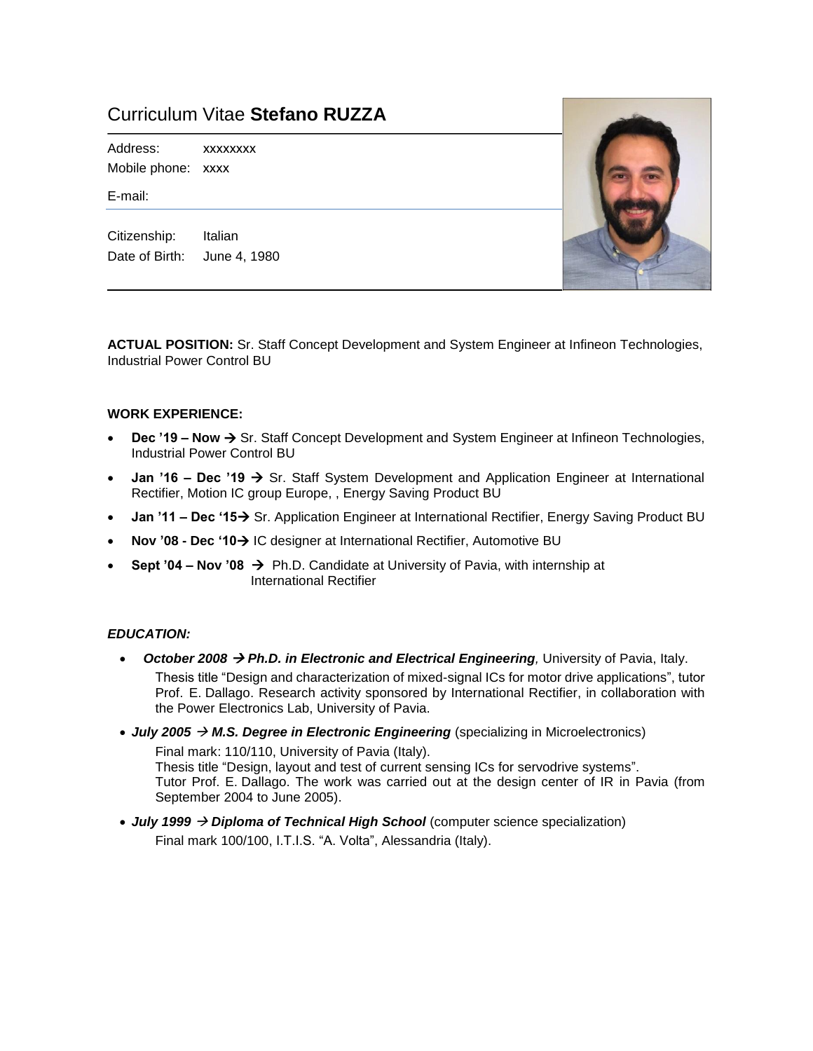# Curriculum Vitae **Stefano RUZZA**

Address: xxxxxxxx
Mobile phone: xxxx
E-mail:

Citizenship: Italian
Date of Birth: June 4, 1980

**ACTUAL POSITION:** Sr. Staff Concept Development and System Engineer at Infineon Technologies, Industrial Power Control BU

**WORK EXPERIENCE:**

- **Dec '19 – Now →** Sr. Staff Concept Development and System Engineer at Infineon Technologies, Industrial Power Control BU
- **Jan '16 – Dec '19 →** Sr. Staff System Development and Application Engineer at International Rectifier, Motion IC group Europe, , Energy Saving Product BU
- **Jan '11 – Dec '15→** Sr. Application Engineer at International Rectifier, Energy Saving Product BU
- **Nov '08 - Dec '10→** IC designer at International Rectifier, Automotive BU
- **Sept '04 – Nov '08 →** Ph.D. Candidate at University of Pavia, with internship at International Rectifier

***EDUCATION:***

- ***October 2008 → Ph.D. in Electronic and Electrical Engineering**,* University of Pavia, Italy.
  Thesis title "Design and characterization of mixed-signal ICs for motor drive applications", tutor Prof. E. Dallago. Research activity sponsored by International Rectifier, in collaboration with the Power Electronics Lab, University of Pavia.
- ***July 2005 → M.S. Degree in Electronic Engineering*** (specializing in Microelectronics)
  Final mark: 110/110, University of Pavia (Italy).
  Thesis title "Design, layout and test of current sensing ICs for servodrive systems".
  Tutor Prof. E. Dallago. The work was carried out at the design center of IR in Pavia (from September 2004 to June 2005).
- ***July 1999 → Diploma of Technical High School*** (computer science specialization)
  Final mark 100/100, I.T.I.S. "A. Volta", Alessandria (Italy).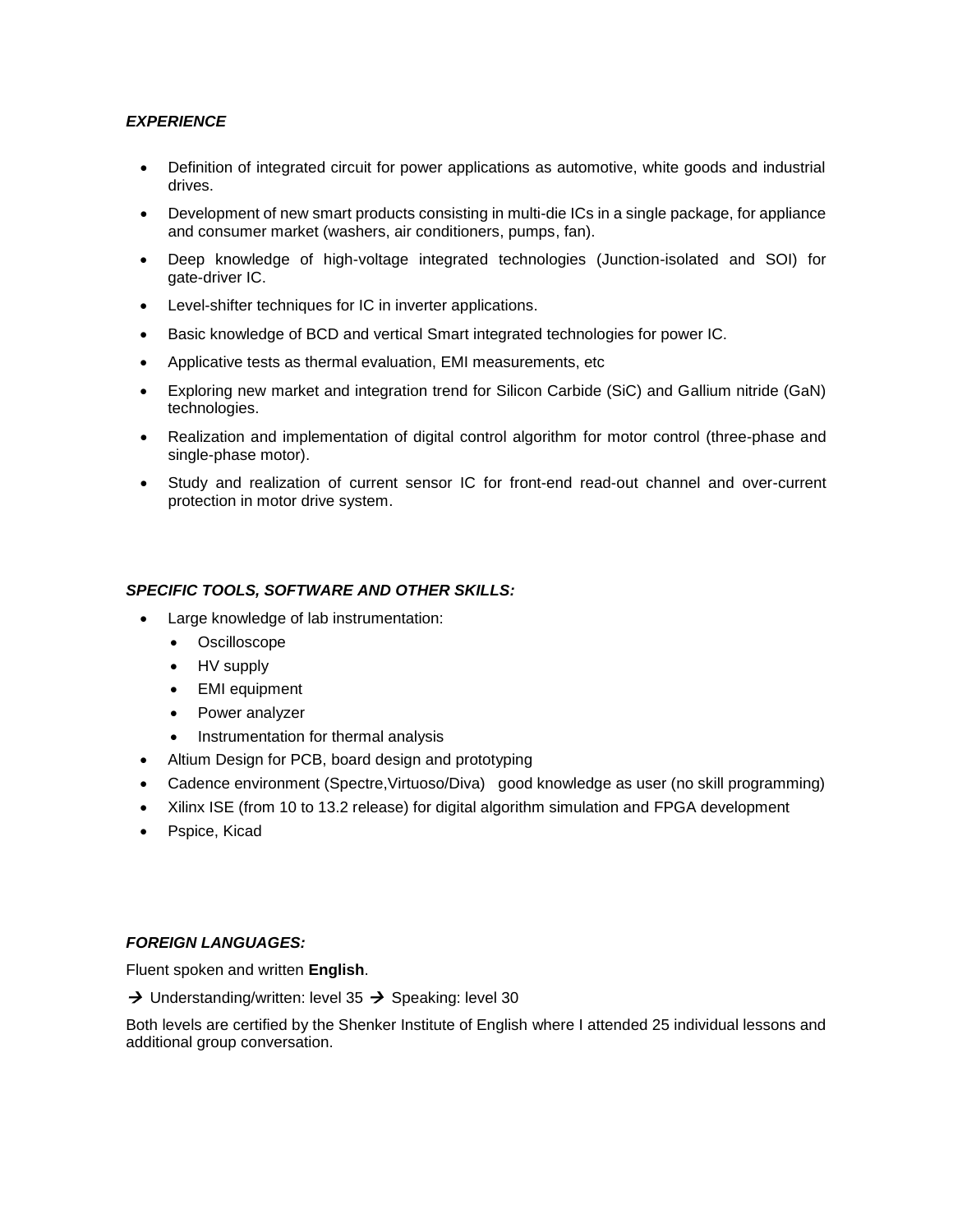***EXPERIENCE***

- Definition of integrated circuit for power applications as automotive, white goods and industrial drives.
- Development of new smart products consisting in multi-die ICs in a single package, for appliance and consumer market (washers, air conditioners, pumps, fan).
- Deep knowledge of high-voltage integrated technologies (Junction-isolated and SOI) for gate-driver IC.
- Level-shifter techniques for IC in inverter applications.
- Basic knowledge of BCD and vertical Smart integrated technologies for power IC.
- Applicative tests as thermal evaluation, EMI measurements, etc
- Exploring new market and integration trend for Silicon Carbide (SiC) and Gallium nitride (GaN) technologies.
- Realization and implementation of digital control algorithm for motor control (three-phase and single-phase motor).
- Study and realization of current sensor IC for front-end read-out channel and over-current protection in motor drive system.

***SPECIFIC TOOLS, SOFTWARE AND OTHER SKILLS:***

- Large knowledge of lab instrumentation:
  - Oscilloscope
  - HV supply
  - EMI equipment
  - Power analyzer
  - Instrumentation for thermal analysis
- Altium Design for PCB, board design and prototyping
- Cadence environment (Spectre,Virtuoso/Diva) good knowledge as user (no skill programming)
- Xilinx ISE (from 10 to 13.2 release) for digital algorithm simulation and FPGA development
- Pspice, Kicad

***FOREIGN LANGUAGES:***

Fluent spoken and written **English**.

→ Understanding/written: level 35 → Speaking: level 30

Both levels are certified by the Shenker Institute of English where I attended 25 individual lessons and additional group conversation.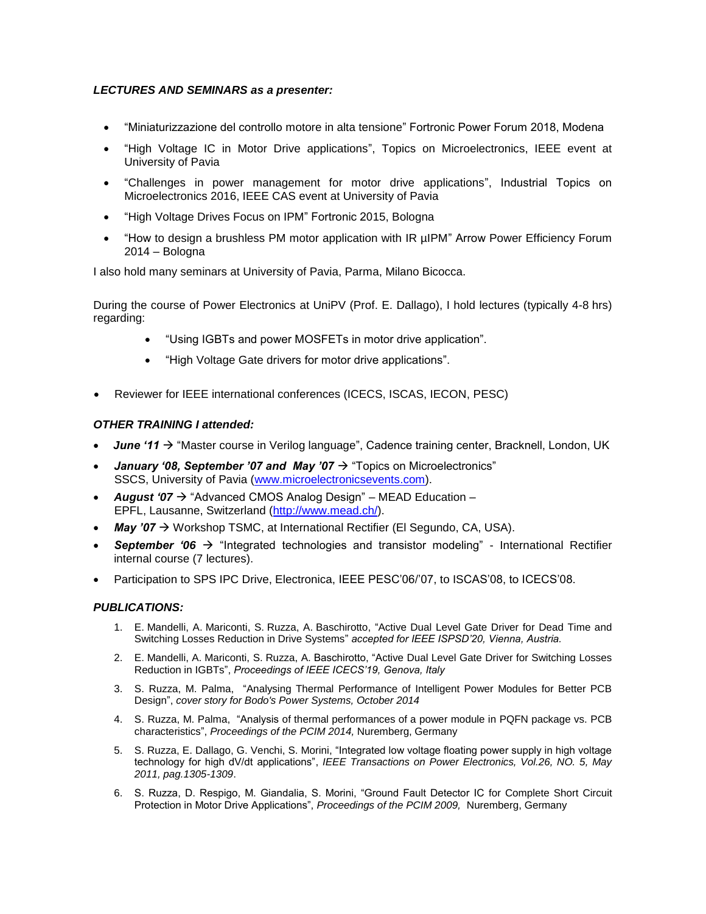***LECTURES AND SEMINARS as a presenter:***

- “Miniaturizzazione del controllo motore in alta tensione” Fortronic Power Forum 2018, Modena
- “High Voltage IC in Motor Drive applications”, Topics on Microelectronics, IEEE event at University of Pavia
- “Challenges in power management for motor drive applications”, Industrial Topics on Microelectronics 2016, IEEE CAS event at University of Pavia
- “High Voltage Drives Focus on IPM” Fortronic 2015, Bologna
- “How to design a brushless PM motor application with IR µIPM” Arrow Power Efficiency Forum 2014 – Bologna

I also hold many seminars at University of Pavia, Parma, Milano Bicocca.

During the course of Power Electronics at UniPV (Prof. E. Dallago), I hold lectures (typically 4-8 hrs) regarding:

- “Using IGBTs and power MOSFETs in motor drive application”.
- “High Voltage Gate drivers for motor drive applications”.

- Reviewer for IEEE international conferences (ICECS, ISCAS, IECON, PESC)

***OTHER TRAINING I attended:***

- ***June ‘11*** → “Master course in Verilog language”, Cadence training center, Bracknell, London, UK
- ***January ‘08, September ’07 and May ’07*** → “Topics on Microelectronics” SSCS, University of Pavia ([www.microelectronicsevents.com](www.microelectronicsevents.com)).
- ***August ‘07*** → “Advanced CMOS Analog Design” – MEAD Education – EPFL, Lausanne, Switzerland ([http://www.mead.ch/](http://www.mead.ch/)).
- ***May ’07*** → Workshop TSMC, at International Rectifier (El Segundo, CA, USA).
- ***September ‘06*** → “Integrated technologies and transistor modeling” - International Rectifier internal course (7 lectures).
- Participation to SPS IPC Drive, Electronica, IEEE PESC’06/’07, to ISCAS’08, to ICECS’08.

***PUBLICATIONS:***

1. E. Mandelli, A. Mariconti, S. Ruzza, A. Baschirotto, “Active Dual Level Gate Driver for Dead Time and Switching Losses Reduction in Drive Systems” *accepted for IEEE ISPSD’20, Vienna, Austria.*
2. E. Mandelli, A. Mariconti, S. Ruzza, A. Baschirotto, “Active Dual Level Gate Driver for Switching Losses Reduction in IGBTs”, *Proceedings of IEEE ICECS’19, Genova, Italy*
3. S. Ruzza, M. Palma, “Analysing Thermal Performance of Intelligent Power Modules for Better PCB Design”, *cover story for Bodo's Power Systems, October 2014*
4. S. Ruzza, M. Palma, “Analysis of thermal performances of a power module in PQFN package vs. PCB characteristics”, *Proceedings of the PCIM 2014,* Nuremberg, Germany
5. S. Ruzza, E. Dallago, G. Venchi, S. Morini, “Integrated low voltage floating power supply in high voltage technology for high dV/dt applications”, *IEEE Transactions on Power Electronics, Vol.26, NO. 5, May 2011, pag.1305-1309*.
6. S. Ruzza, D. Respigo, M. Giandalia, S. Morini, “Ground Fault Detector IC for Complete Short Circuit Protection in Motor Drive Applications”, *Proceedings of the PCIM 2009,* Nuremberg, Germany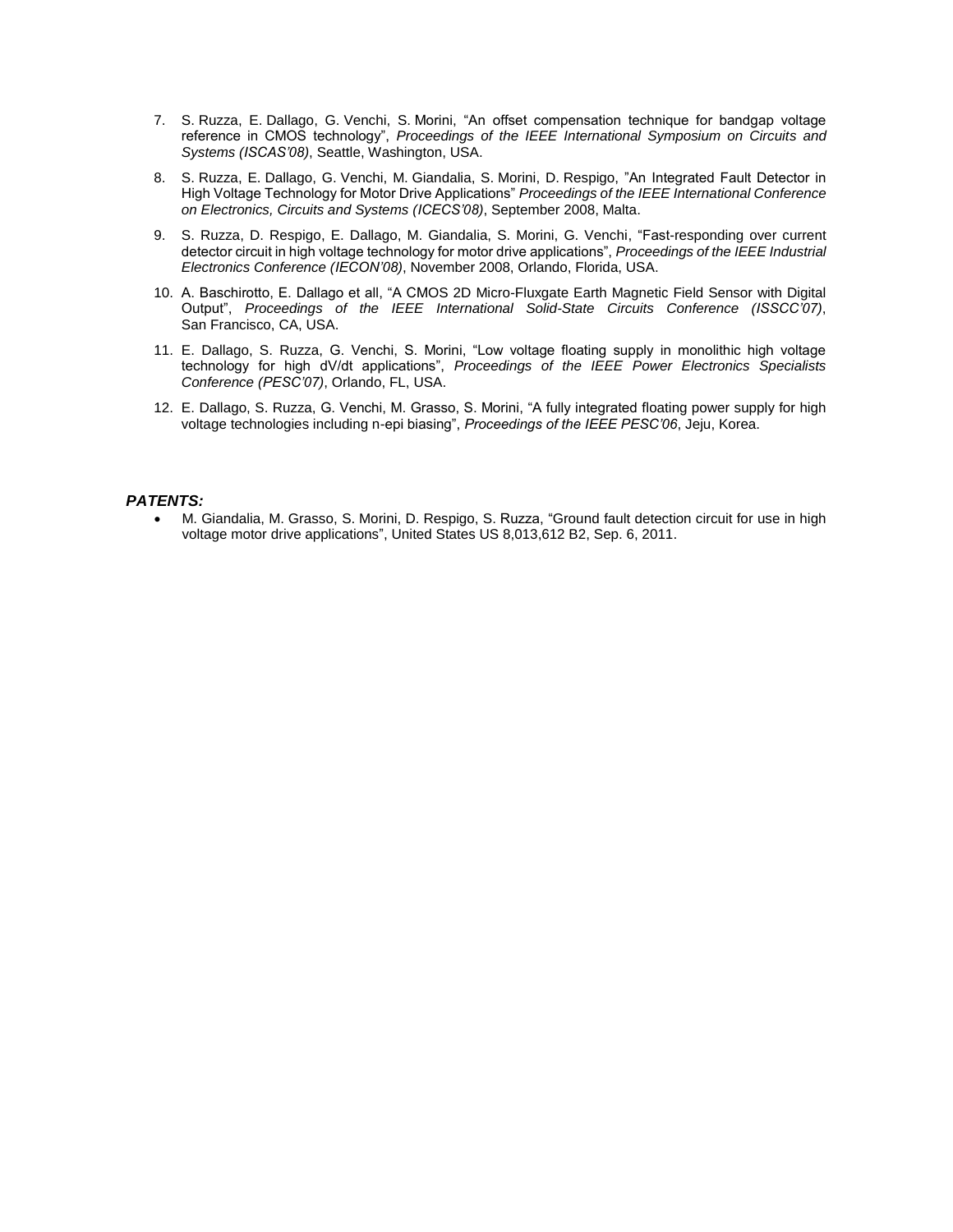7. S. Ruzza, E. Dallago, G. Venchi, S. Morini, “An offset compensation technique for bandgap voltage reference in CMOS technology”, *Proceedings of the IEEE International Symposium on Circuits and Systems (ISCAS'08)*, Seattle, Washington, USA.
8. S. Ruzza, E. Dallago, G. Venchi, M. Giandalia, S. Morini, D. Respigo, ”An Integrated Fault Detector in High Voltage Technology for Motor Drive Applications” *Proceedings of the IEEE International Conference on Electronics, Circuits and Systems (ICECS'08)*, September 2008, Malta.
9. S. Ruzza, D. Respigo, E. Dallago, M. Giandalia, S. Morini, G. Venchi, “Fast-responding over current detector circuit in high voltage technology for motor drive applications”, *Proceedings of the IEEE Industrial Electronics Conference (IECON'08)*, November 2008, Orlando, Florida, USA.
10. A. Baschirotto, E. Dallago et all, “A CMOS 2D Micro-Fluxgate Earth Magnetic Field Sensor with Digital Output”, *Proceedings of the IEEE International Solid-State Circuits Conference (ISSCC'07)*, San Francisco, CA, USA.
11. E. Dallago, S. Ruzza, G. Venchi, S. Morini, “Low voltage floating supply in monolithic high voltage technology for high dV/dt applications”, *Proceedings of the IEEE Power Electronics Specialists Conference (PESC'07)*, Orlando, FL, USA.
12. E. Dallago, S. Ruzza, G. Venchi, M. Grasso, S. Morini, “A fully integrated floating power supply for high voltage technologies including n-epi biasing”, *Proceedings of the IEEE PESC'06*, Jeju, Korea.

***PATENTS:***

- M. Giandalia, M. Grasso, S. Morini, D. Respigo, S. Ruzza, “Ground fault detection circuit for use in high voltage motor drive applications”, United States US 8,013,612 B2, Sep. 6, 2011.